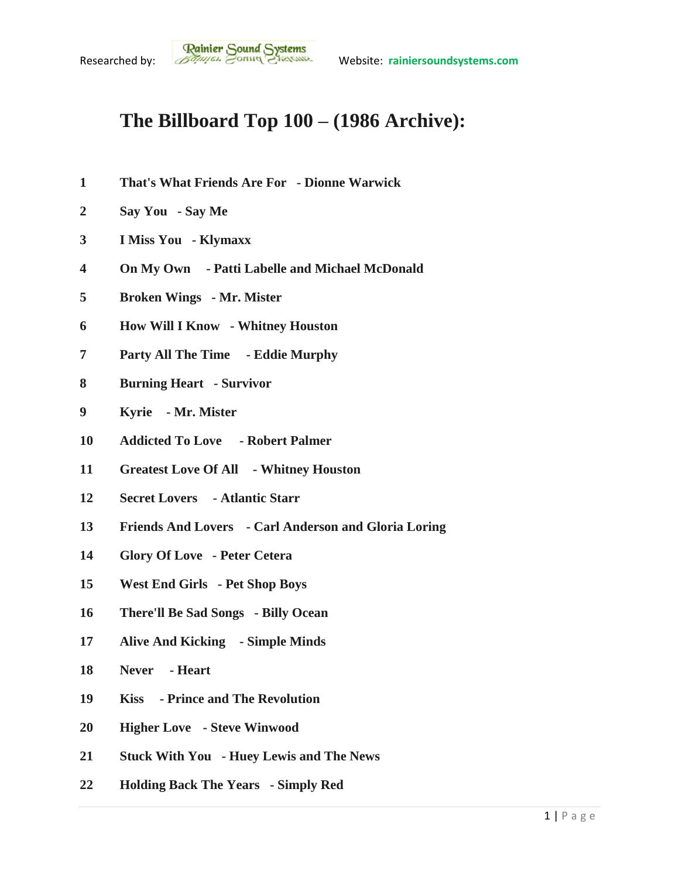Researched by: Rainier Sound Systems Website: rainiersoundsystems.com

# The Billboard Top 100 – (1986 Archive):

1 **That's What Friends Are For - Dionne Warwick**

2 **Say You - Say Me**

3 **I Miss You - Klymaxx**

4 **On My Own - Patti Labelle and Michael McDonald**

5 **Broken Wings - Mr. Mister**

6 **How Will I Know - Whitney Houston**

7 **Party All The Time - Eddie Murphy**

8 **Burning Heart - Survivor**

9 **Kyrie - Mr. Mister**

10 **Addicted To Love - Robert Palmer**

11 **Greatest Love Of All - Whitney Houston**

12 **Secret Lovers - Atlantic Starr**

13 **Friends And Lovers - Carl Anderson and Gloria Loring**

14 **Glory Of Love - Peter Cetera**

15 **West End Girls - Pet Shop Boys**

16 **There'll Be Sad Songs - Billy Ocean**

17 **Alive And Kicking - Simple Minds**

18 **Never - Heart**

19 **Kiss - Prince and The Revolution**

20 **Higher Love - Steve Winwood**

21 **Stuck With You - Huey Lewis and The News**

22 **Holding Back The Years - Simply Red**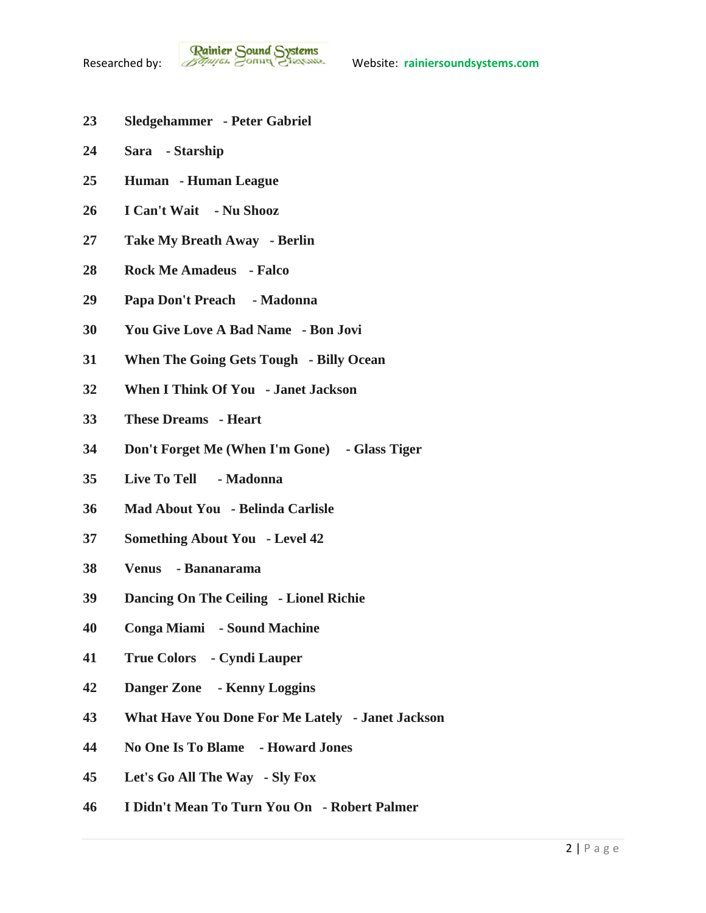**23 Sledgehammer - Peter Gabriel**

**24 Sara - Starship**

**25 Human - Human League**

**26 I Can't Wait - Nu Shooz**

**27 Take My Breath Away - Berlin**

**28 Rock Me Amadeus - Falco**

**29 Papa Don't Preach - Madonna**

**30 You Give Love A Bad Name - Bon Jovi**

**31 When The Going Gets Tough - Billy Ocean**

**32 When I Think Of You - Janet Jackson**

**33 These Dreams - Heart**

**34 Don't Forget Me (When I'm Gone) - Glass Tiger**

**35 Live To Tell - Madonna**

**36 Mad About You - Belinda Carlisle**

**37 Something About You - Level 42**

**38 Venus - Bananarama**

**39 Dancing On The Ceiling - Lionel Richie**

**40 Conga Miami - Sound Machine**

**41 True Colors - Cyndi Lauper**

**42 Danger Zone - Kenny Loggins**

**43 What Have You Done For Me Lately - Janet Jackson**

**44 No One Is To Blame - Howard Jones**

**45 Let's Go All The Way - Sly Fox**

**46 I Didn't Mean To Turn You On - Robert Palmer**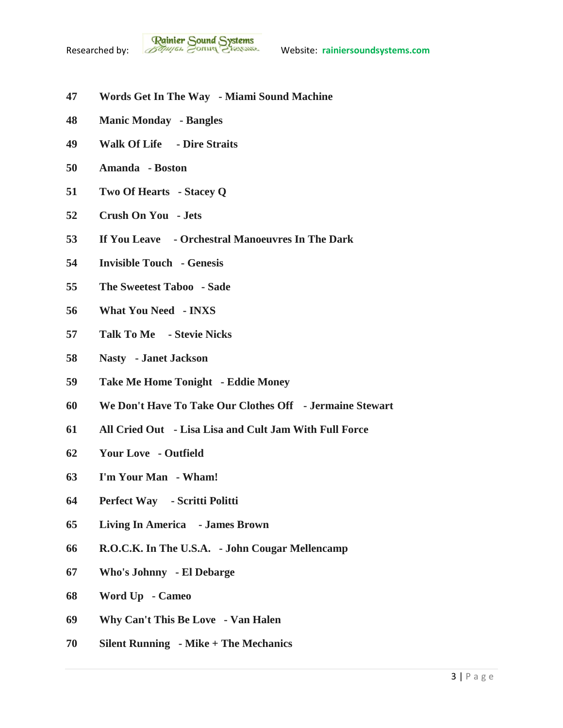47. **Words Get In The Way - Miami Sound Machine**
48. **Manic Monday - Bangles**
49. **Walk Of Life - Dire Straits**
50. **Amanda - Boston**
51. **Two Of Hearts - Stacey Q**
52. **Crush On You - Jets**
53. **If You Leave - Orchestral Manoeuvres In The Dark**
54. **Invisible Touch - Genesis**
55. **The Sweetest Taboo - Sade**
56. **What You Need - INXS**
57. **Talk To Me - Stevie Nicks**
58. **Nasty - Janet Jackson**
59. **Take Me Home Tonight - Eddie Money**
60. **We Don't Have To Take Our Clothes Off - Jermaine Stewart**
61. **All Cried Out - Lisa Lisa and Cult Jam With Full Force**
62. **Your Love - Outfield**
63. **I'm Your Man - Wham!**
64. **Perfect Way - Scritti Politti**
65. **Living In America - James Brown**
66. **R.O.C.K. In The U.S.A. - John Cougar Mellencamp**
67. **Who's Johnny - El Debarge**
68. **Word Up - Cameo**
69. **Why Can't This Be Love - Van Halen**
70. **Silent Running - Mike + The Mechanics**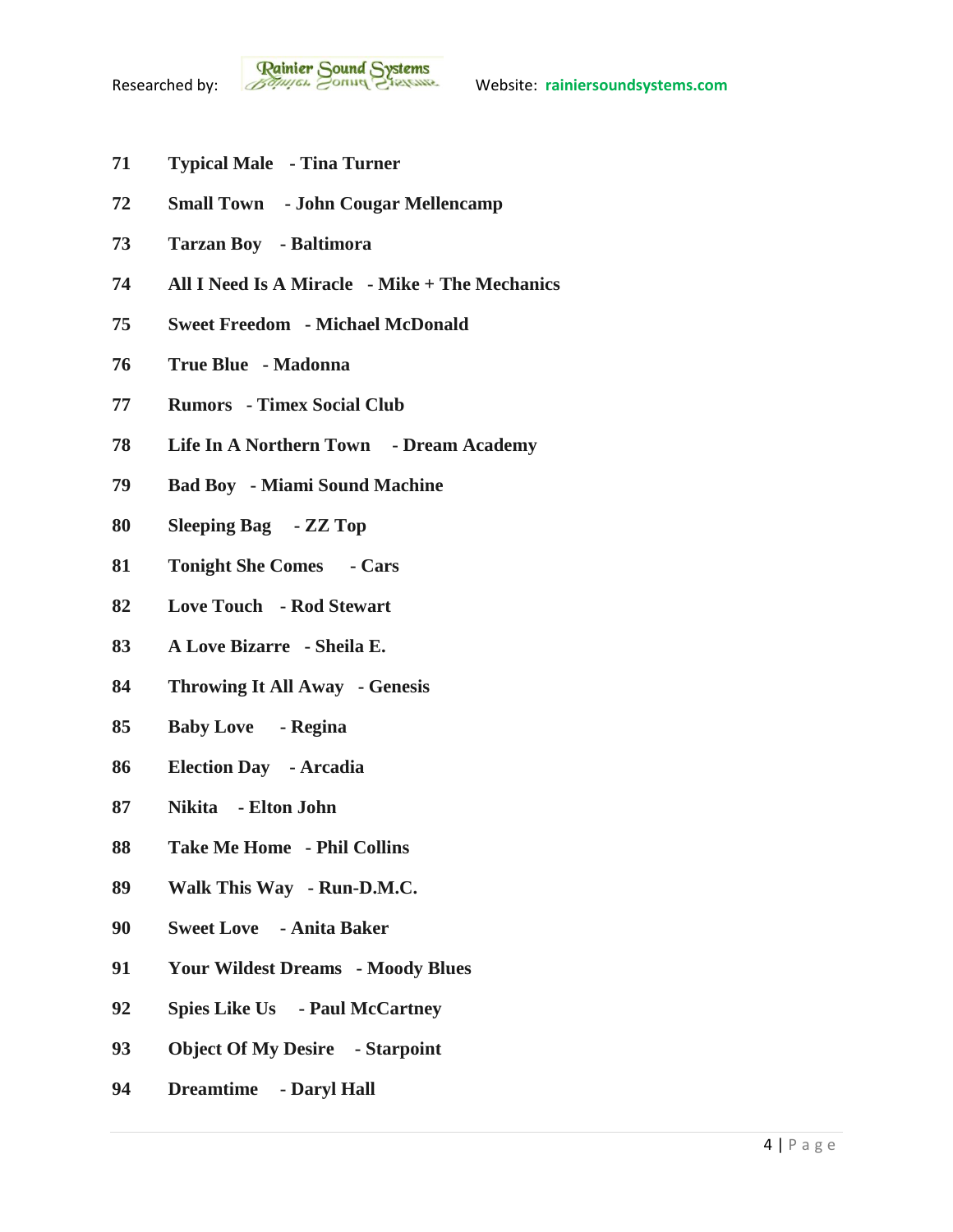**71 Typical Male - Tina Turner**

**72 Small Town - John Cougar Mellencamp**

**73 Tarzan Boy - Baltimora**

**74 All I Need Is A Miracle - Mike + The Mechanics**

**75 Sweet Freedom - Michael McDonald**

**76 True Blue - Madonna**

**77 Rumors - Timex Social Club**

**78 Life In A Northern Town - Dream Academy**

**79 Bad Boy - Miami Sound Machine**

**80 Sleeping Bag - ZZ Top**

**81 Tonight She Comes - Cars**

**82 Love Touch - Rod Stewart**

**83 A Love Bizarre - Sheila E.**

**84 Throwing It All Away - Genesis**

**85 Baby Love - Regina**

**86 Election Day - Arcadia**

**87 Nikita - Elton John**

**88 Take Me Home - Phil Collins**

**89 Walk This Way - Run-D.M.C.**

**90 Sweet Love - Anita Baker**

**91 Your Wildest Dreams - Moody Blues**

**92 Spies Like Us - Paul McCartney**

**93 Object Of My Desire - Starpoint**

**94 Dreamtime - Daryl Hall**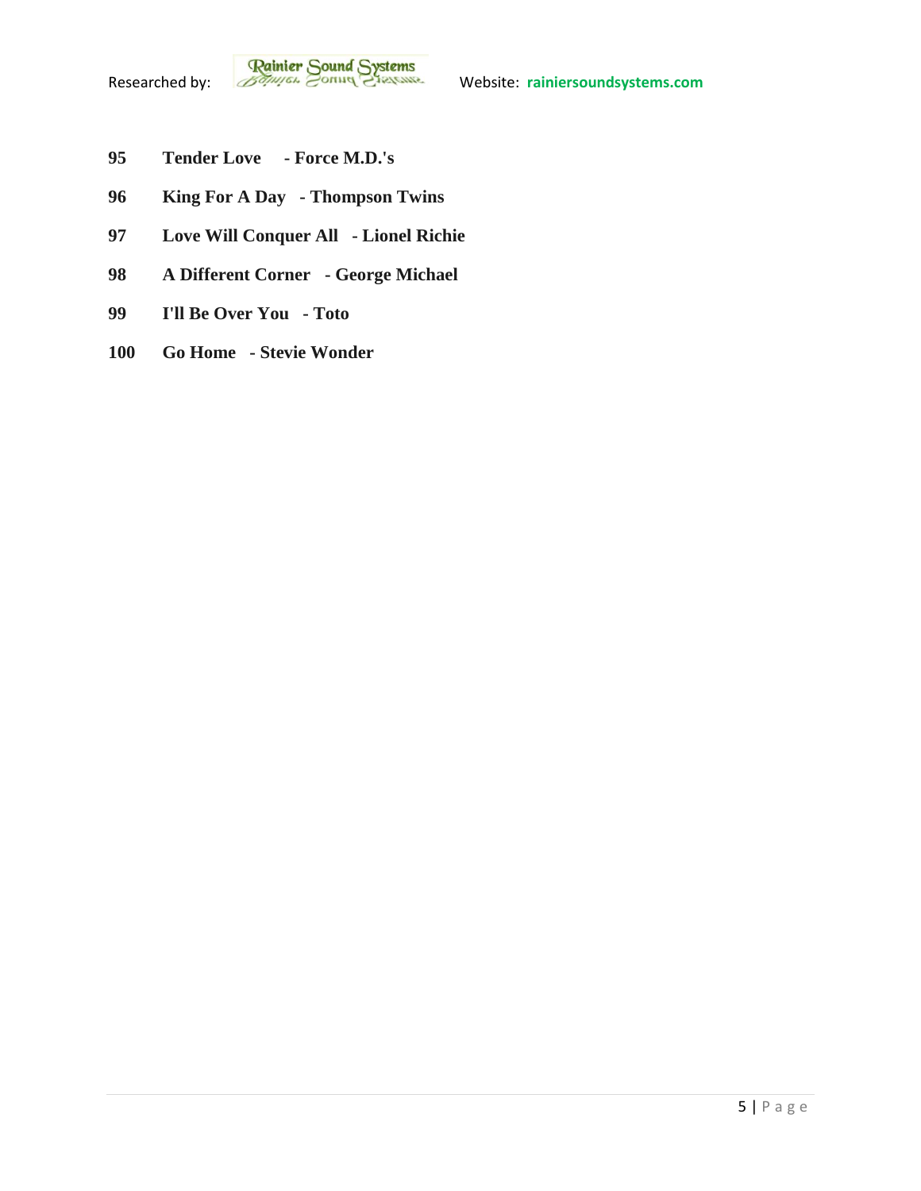**95 Tender Love - Force M.D.'s**

**96 King For A Day - Thompson Twins**

**97 Love Will Conquer All - Lionel Richie**

**98 A Different Corner - George Michael**

**99 I'll Be Over You - Toto**

**100 Go Home - Stevie Wonder**